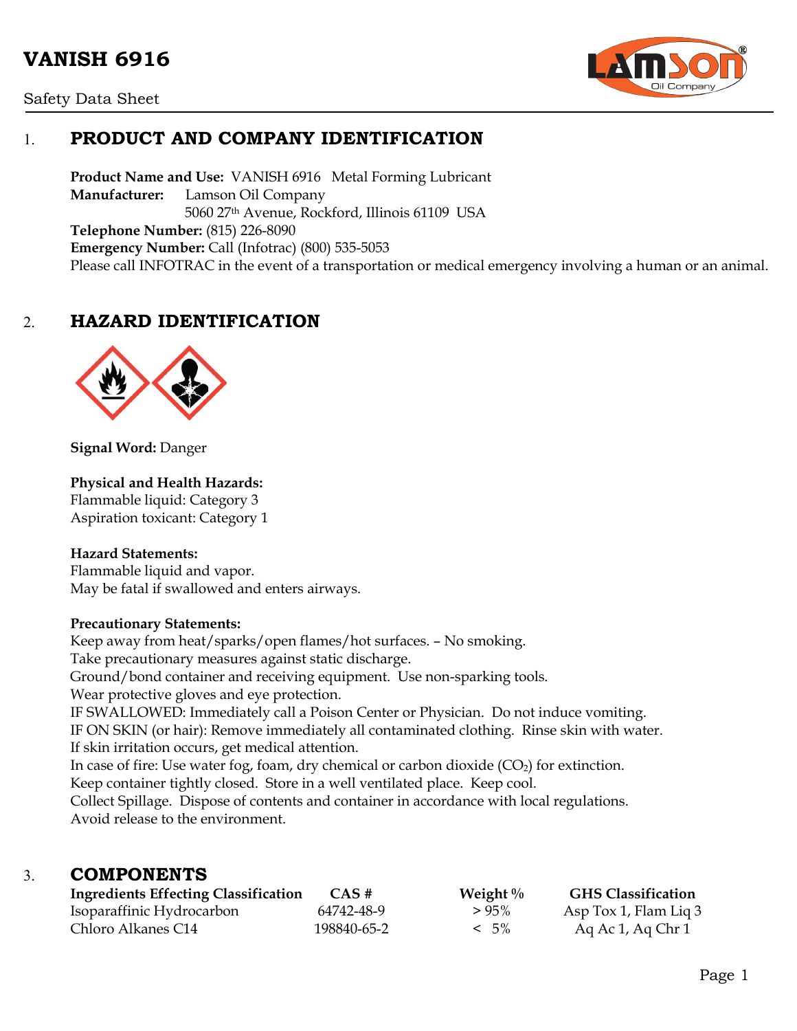# VANISH 6916

Safety Data Sheet

## 1. PRODUCT AND COMPANY IDENTIFICATION

**Product Name and Use:** VANISH 6916 Metal Forming Lubricant
**Manufacturer:** Lamson Oil Company
5060 27th Avenue, Rockford, Illinois 61109 USA
**Telephone Number:** (815) 226-8090
**Emergency Number:** Call (Infotrac) (800) 535-5053
Please call INFOTRAC in the event of a transportation or medical emergency involving a human or an animal.

## 2. HAZARD IDENTIFICATION

**Signal Word:** Danger

**Physical and Health Hazards:**
Flammable liquid: Category 3
Aspiration toxicant: Category 1

**Hazard Statements:**
Flammable liquid and vapor.
May be fatal if swallowed and enters airways.

**Precautionary Statements:**
Keep away from heat/sparks/open flames/hot surfaces. – No smoking.
Take precautionary measures against static discharge.
Ground/bond container and receiving equipment. Use non-sparking tools.
Wear protective gloves and eye protection.
IF SWALLOWED: Immediately call a Poison Center or Physician. Do not induce vomiting.
IF ON SKIN (or hair): Remove immediately all contaminated clothing. Rinse skin with water.
If skin irritation occurs, get medical attention.
In case of fire: Use water fog, foam, dry chemical or carbon dioxide ($CO_2$) for extinction.
Keep container tightly closed. Store in a well ventilated place. Keep cool.
Collect Spillage. Dispose of contents and container in accordance with local regulations.
Avoid release to the environment.

## 3. COMPONENTS

| Ingredients Effecting Classification | CAS # | Weight % | GHS Classification |
|---|---|---|---|
| Isoparaffinic Hydrocarbon | 64742-48-9 | > 95% | Asp Tox 1, Flam Liq 3 |
| Chloro Alkanes C14 | 198840-65-2 | < 5% | Aq Ac 1, Aq Chr 1 |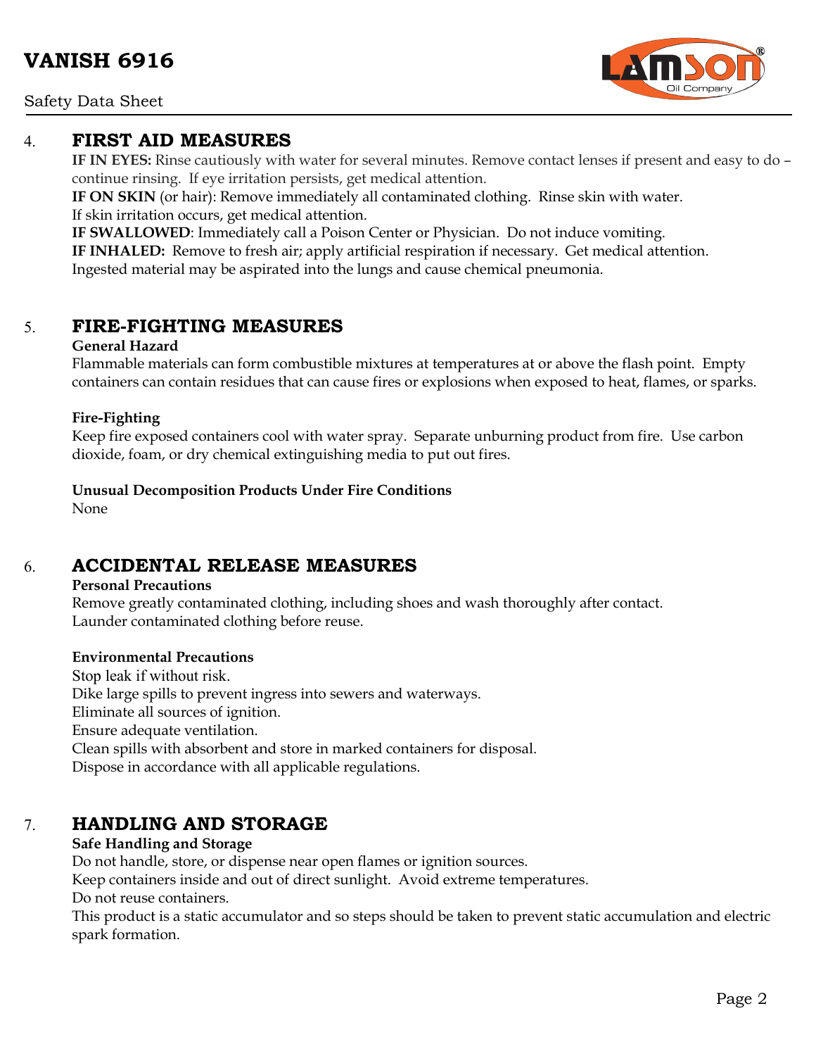## 4. FIRST AID MEASURES

**IF IN EYES:** Rinse cautiously with water for several minutes. Remove contact lenses if present and easy to do – continue rinsing. If eye irritation persists, get medical attention.

**IF ON SKIN** (or hair): Remove immediately all contaminated clothing. Rinse skin with water.
If skin irritation occurs, get medical attention.

**IF SWALLOWED**: Immediately call a Poison Center or Physician. Do not induce vomiting.

**IF INHALED:** Remove to fresh air; apply artificial respiration if necessary. Get medical attention.
Ingested material may be aspirated into the lungs and cause chemical pneumonia.

## 5. FIRE-FIGHTING MEASURES

**General Hazard**

Flammable materials can form combustible mixtures at temperatures at or above the flash point. Empty containers can contain residues that can cause fires or explosions when exposed to heat, flames, or sparks.

**Fire-Fighting**

Keep fire exposed containers cool with water spray. Separate unburning product from fire. Use carbon dioxide, foam, or dry chemical extinguishing media to put out fires.

**Unusual Decomposition Products Under Fire Conditions**

None

## 6. ACCIDENTAL RELEASE MEASURES

**Personal Precautions**

Remove greatly contaminated clothing, including shoes and wash thoroughly after contact.
Launder contaminated clothing before reuse.

**Environmental Precautions**

Stop leak if without risk.
Dike large spills to prevent ingress into sewers and waterways.
Eliminate all sources of ignition.
Ensure adequate ventilation.
Clean spills with absorbent and store in marked containers for disposal.
Dispose in accordance with all applicable regulations.

## 7. HANDLING AND STORAGE

**Safe Handling and Storage**

Do not handle, store, or dispense near open flames or ignition sources.
Keep containers inside and out of direct sunlight. Avoid extreme temperatures.
Do not reuse containers.
This product is a static accumulator and so steps should be taken to prevent static accumulation and electric spark formation.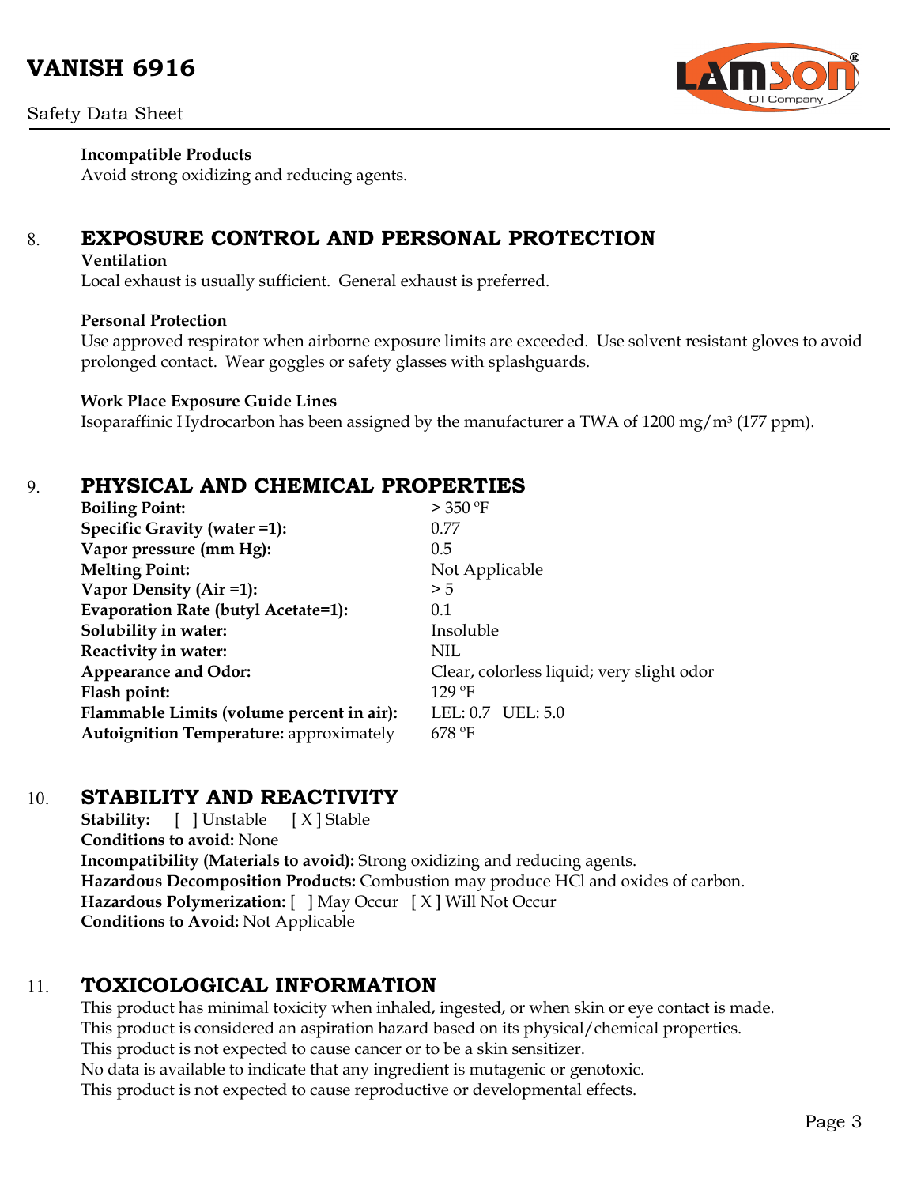**Incompatible Products**
Avoid strong oxidizing and reducing agents.

## 8. EXPOSURE CONTROL AND PERSONAL PROTECTION

**Ventilation**
Local exhaust is usually sufficient. General exhaust is preferred.

**Personal Protection**
Use approved respirator when airborne exposure limits are exceeded. Use solvent resistant gloves to avoid prolonged contact. Wear goggles or safety glasses with splashguards.

**Work Place Exposure Guide Lines**
Isoparaffinic Hydrocarbon has been assigned by the manufacturer a TWA of 1200 mg/m³ (177 ppm).

## 9. PHYSICAL AND CHEMICAL PROPERTIES

| | |
|---|---|
| **Boiling Point:** | > 350 ºF |
| **Specific Gravity (water =1):** | 0.77 |
| **Vapor pressure (mm Hg):** | 0.5 |
| **Melting Point:** | Not Applicable |
| **Vapor Density (Air =1):** | > 5 |
| **Evaporation Rate (butyl Acetate=1):** | 0.1 |
| **Solubility in water:** | Insoluble |
| **Reactivity in water:** | NIL |
| **Appearance and Odor:** | Clear, colorless liquid; very slight odor |
| **Flash point:** | 129 ºF |
| **Flammable Limits (volume percent in air):** | LEL: 0.7 UEL: 5.0 |
| **Autoignition Temperature:** approximately | 678 ºF |

## 10. STABILITY AND REACTIVITY

**Stability:** [ ] Unstable [ X ] Stable
**Conditions to avoid:** None
**Incompatibility (Materials to avoid):** Strong oxidizing and reducing agents.
**Hazardous Decomposition Products:** Combustion may produce HCl and oxides of carbon.
**Hazardous Polymerization:** [ ] May Occur [ X ] Will Not Occur
**Conditions to Avoid:** Not Applicable

## 11. TOXICOLOGICAL INFORMATION

This product has minimal toxicity when inhaled, ingested, or when skin or eye contact is made.
This product is considered an aspiration hazard based on its physical/chemical properties.
This product is not expected to cause cancer or to be a skin sensitizer.
No data is available to indicate that any ingredient is mutagenic or genotoxic.
This product is not expected to cause reproductive or developmental effects.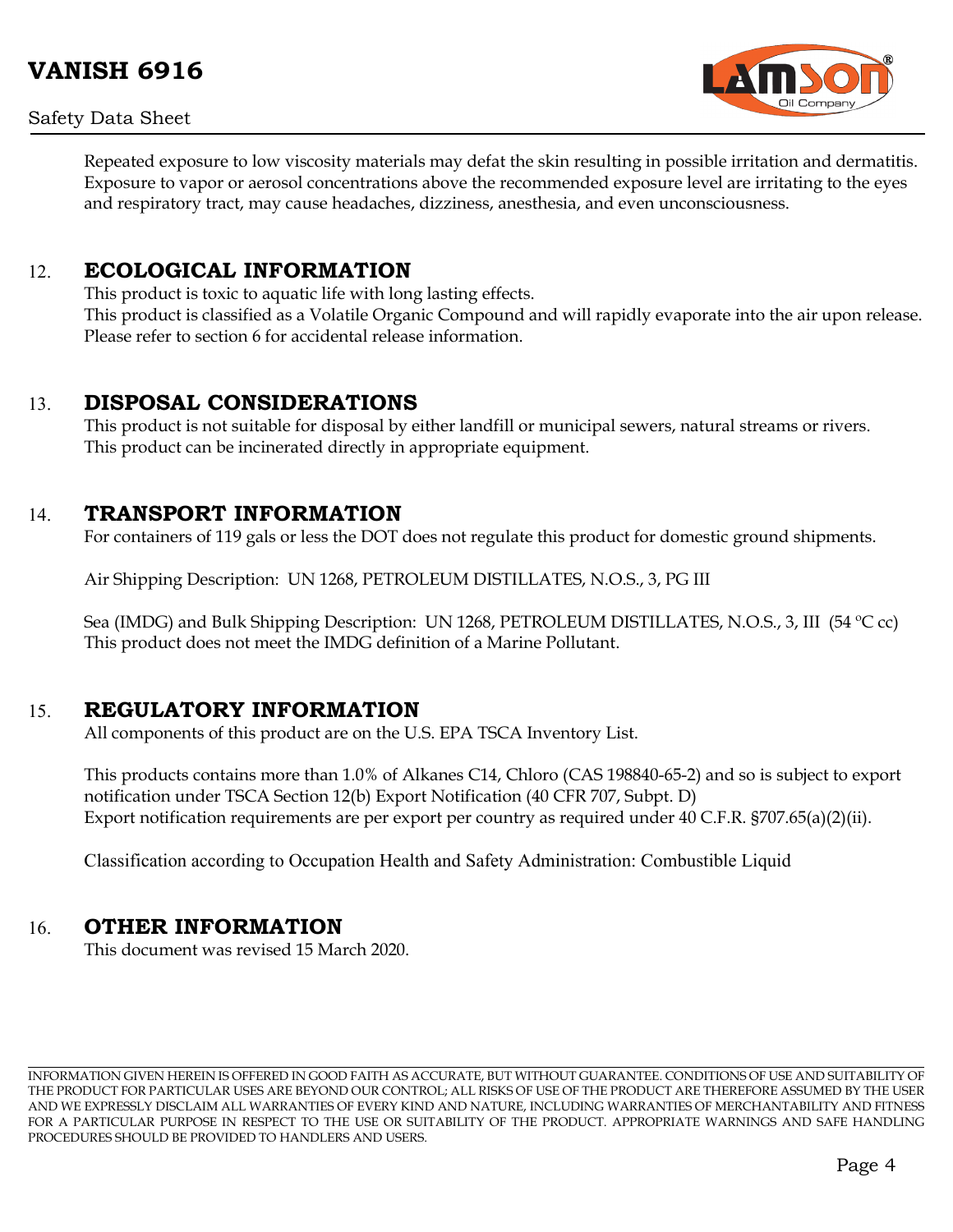Repeated exposure to low viscosity materials may defat the skin resulting in possible irritation and dermatitis. Exposure to vapor or aerosol concentrations above the recommended exposure level are irritating to the eyes and respiratory tract, may cause headaches, dizziness, anesthesia, and even unconsciousness.

## 12. ECOLOGICAL INFORMATION

This product is toxic to aquatic life with long lasting effects.
This product is classified as a Volatile Organic Compound and will rapidly evaporate into the air upon release. Please refer to section 6 for accidental release information.

## 13. DISPOSAL CONSIDERATIONS

This product is not suitable for disposal by either landfill or municipal sewers, natural streams or rivers. This product can be incinerated directly in appropriate equipment.

## 14. TRANSPORT INFORMATION

For containers of 119 gals or less the DOT does not regulate this product for domestic ground shipments.

Air Shipping Description: UN 1268, PETROLEUM DISTILLATES, N.O.S., 3, PG III

Sea (IMDG) and Bulk Shipping Description: UN 1268, PETROLEUM DISTILLATES, N.O.S., 3, III (54 ºC cc)
This product does not meet the IMDG definition of a Marine Pollutant.

## 15. REGULATORY INFORMATION

All components of this product are on the U.S. EPA TSCA Inventory List.

This products contains more than 1.0% of Alkanes C14, Chloro (CAS 198840-65-2) and so is subject to export notification under TSCA Section 12(b) Export Notification (40 CFR 707, Subpt. D)
Export notification requirements are per export per country as required under 40 C.F.R. §707.65(a)(2)(ii).

Classification according to Occupation Health and Safety Administration: Combustible Liquid

## 16. OTHER INFORMATION

This document was revised 15 March 2020.

INFORMATION GIVEN HEREIN IS OFFERED IN GOOD FAITH AS ACCURATE, BUT WITHOUT GUARANTEE. CONDITIONS OF USE AND SUITABILITY OF THE PRODUCT FOR PARTICULAR USES ARE BEYOND OUR CONTROL; ALL RISKS OF USE OF THE PRODUCT ARE THEREFORE ASSUMED BY THE USER AND WE EXPRESSLY DISCLAIM ALL WARRANTIES OF EVERY KIND AND NATURE, INCLUDING WARRANTIES OF MERCHANTABILITY AND FITNESS FOR A PARTICULAR PURPOSE IN RESPECT TO THE USE OR SUITABILITY OF THE PRODUCT. APPROPRIATE WARNINGS AND SAFE HANDLING PROCEDURES SHOULD BE PROVIDED TO HANDLERS AND USERS.